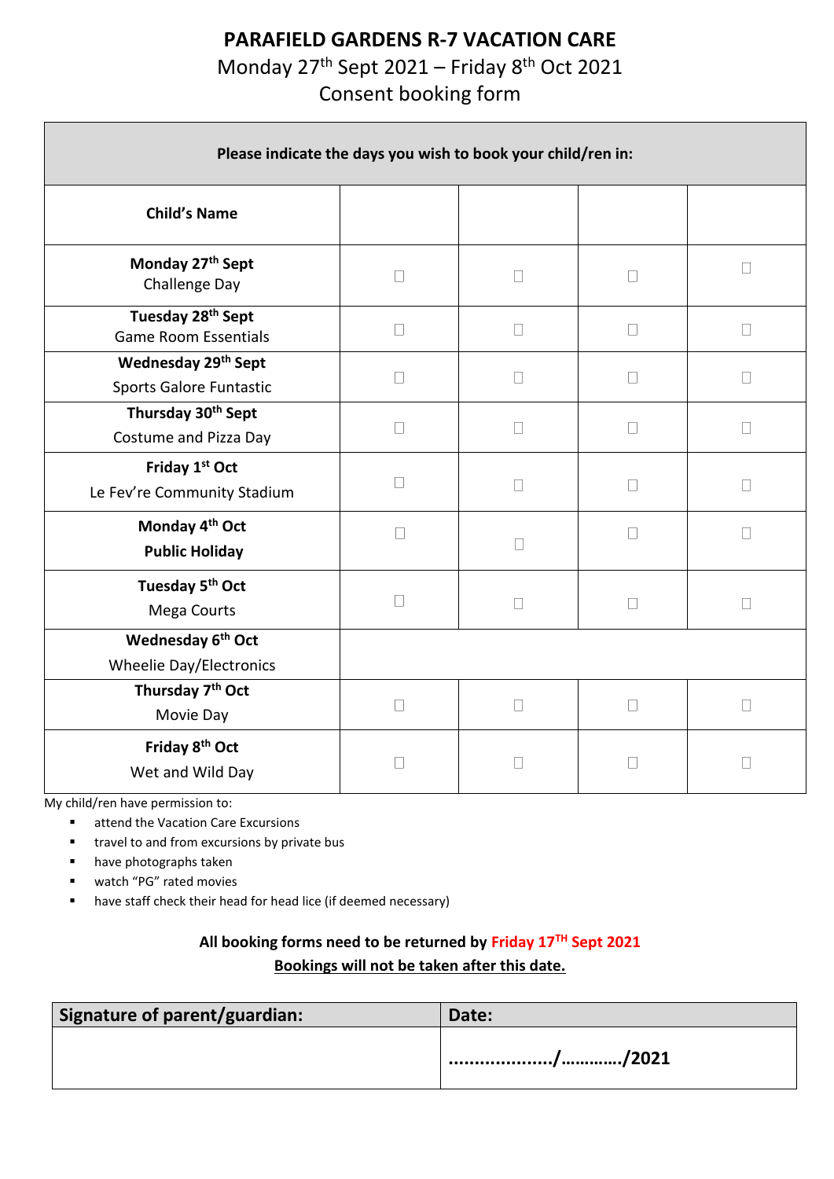# PARAFIELD GARDENS R-7 VACATION CARE

Monday 27th Sept 2021 – Friday 8th Oct 2021

Consent booking form

| Please indicate the days you wish to book your child/ren in: | | | | |
|---|---|---|---|---|
| **Child's Name** | | | | |
| **Monday 27th Sept** Challenge Day | ☐ | ☐ | ☐ | ☐ |
| **Tuesday 28th Sept** Game Room Essentials | ☐ | ☐ | ☐ | ☐ |
| **Wednesday 29th Sept** Sports Galore Funtastic | ☐ | ☐ | ☐ | ☐ |
| **Thursday 30th Sept** Costume and Pizza Day | ☐ | ☐ | ☐ | ☐ |
| **Friday 1st Oct** Le Fev're Community Stadium | ☐ | ☐ | ☐ | ☐ |
| **Monday 4th Oct** **Public Holiday** | ☐ | ☐ | ☐ | ☐ |
| **Tuesday 5th Oct** Mega Courts | ☐ | ☐ | ☐ | ☐ |
| **Wednesday 6th Oct** Wheelie Day/Electronics | | | | |
| **Thursday 7th Oct** Movie Day | ☐ | ☐ | ☐ | ☐ |
| **Friday 8th Oct** Wet and Wild Day | ☐ | ☐ | ☐ | ☐ |

My child/ren have permission to:

- attend the Vacation Care Excursions
- travel to and from excursions by private bus
- have photographs taken
- watch "PG" rated movies
- have staff check their head for head lice (if deemed necessary)

**All booking forms need to be returned by Friday 17TH Sept 2021**

**Bookings will not be taken after this date.**

| Signature of parent/guardian: | Date: |
|---|---|
| | ………………../…………/2021 |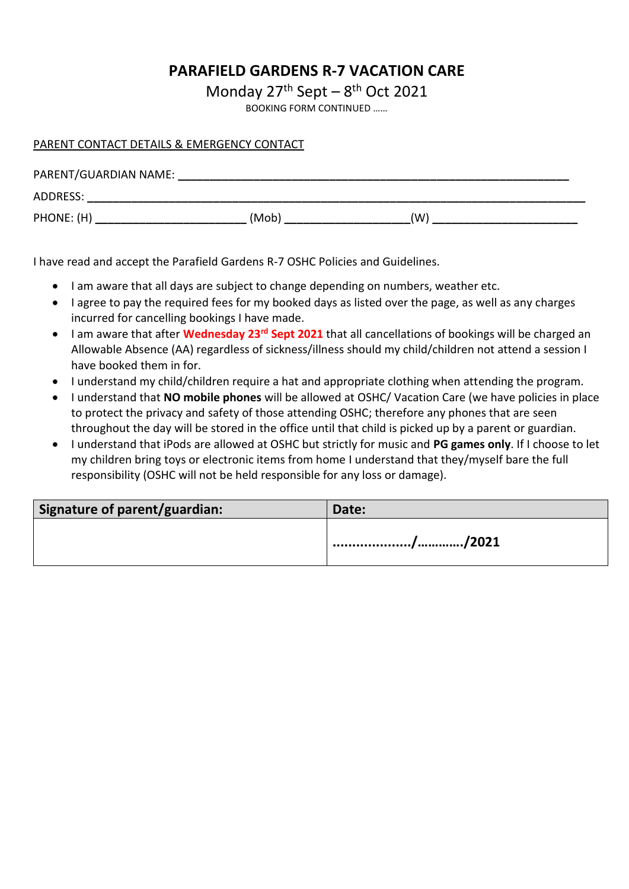# PARAFIELD GARDENS R-7 VACATION CARE

Monday 27th Sept – 8th Oct 2021

BOOKING FORM CONTINUED ……

PARENT CONTACT DETAILS & EMERGENCY CONTACT

PARENT/GUARDIAN NAME: ________________________________________________

ADDRESS: ____________________________________________________________

PHONE: (H) ____________________ (Mob) ________________(W) ____________________

I have read and accept the Parafield Gardens R-7 OSHC Policies and Guidelines.

- I am aware that all days are subject to change depending on numbers, weather etc.
- I agree to pay the required fees for my booked days as listed over the page, as well as any charges incurred for cancelling bookings I have made.
- I am aware that after **Wednesday 23rd Sept 2021** that all cancellations of bookings will be charged an Allowable Absence (AA) regardless of sickness/illness should my child/children not attend a session I have booked them in for.
- I understand my child/children require a hat and appropriate clothing when attending the program.
- I understand that **NO mobile phones** will be allowed at OSHC/ Vacation Care (we have policies in place to protect the privacy and safety of those attending OSHC; therefore any phones that are seen throughout the day will be stored in the office until that child is picked up by a parent or guardian.
- I understand that iPods are allowed at OSHC but strictly for music and **PG games only**. If I choose to let my children bring toys or electronic items from home I understand that they/myself bare the full responsibility (OSHC will not be held responsible for any loss or damage).

| Signature of parent/guardian: | Date: |
|---|---|
| | **………………../…………./2021** |